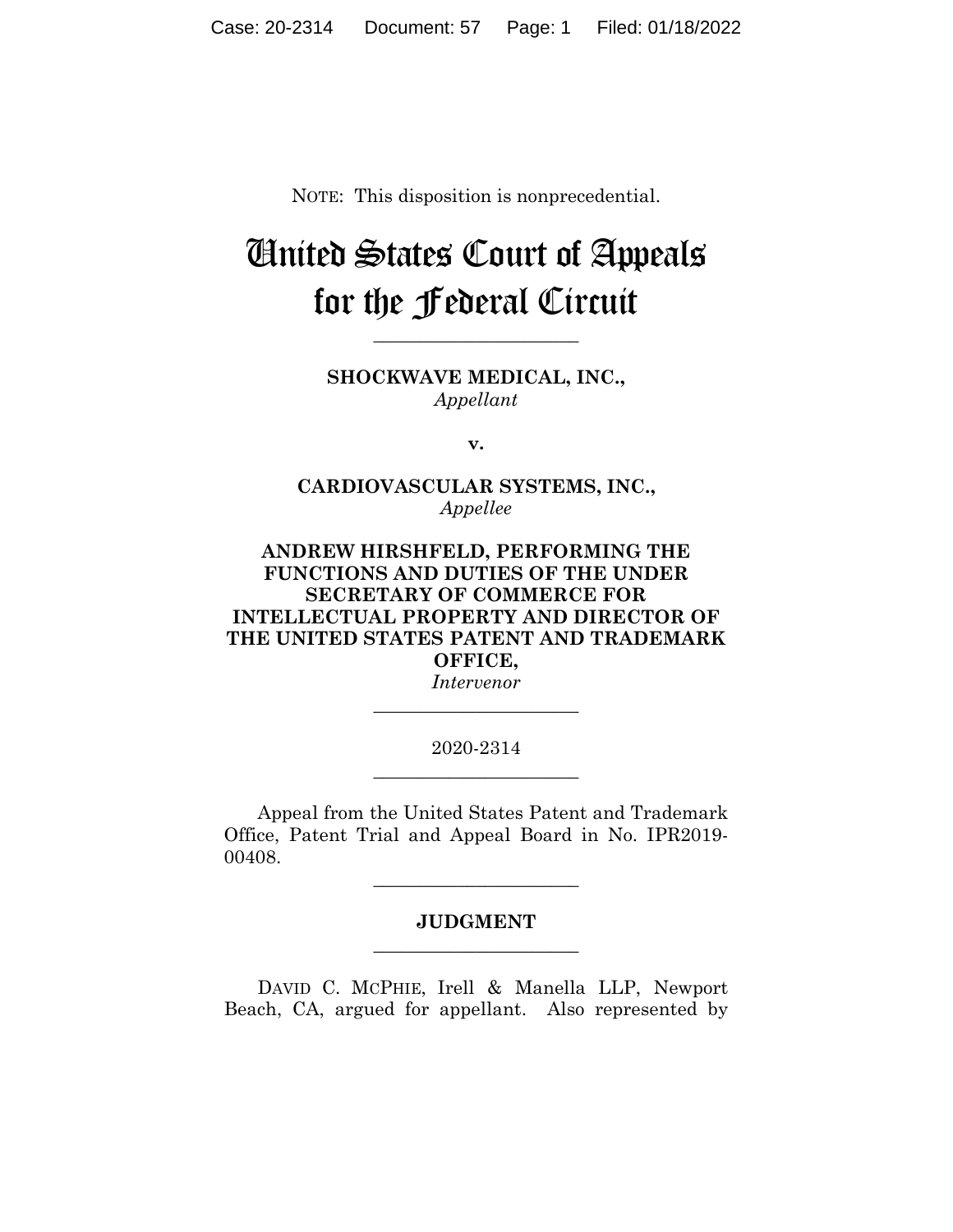NOTE: This disposition is nonprecedential.

# United States Court of Appeals for the Federal Circuit

______________________

**SHOCKWAVE MEDICAL, INC.,**
*Appellant*

**v.**

**CARDIOVASCULAR SYSTEMS, INC.,**
*Appellee*

**ANDREW HIRSHFELD, PERFORMING THE FUNCTIONS AND DUTIES OF THE UNDER SECRETARY OF COMMERCE FOR INTELLECTUAL PROPERTY AND DIRECTOR OF THE UNITED STATES PATENT AND TRADEMARK OFFICE,**
*Intervenor*

______________________

2020-2314

______________________

Appeal from the United States Patent and Trademark Office, Patent Trial and Appeal Board in No. IPR2019-00408.

______________________

**JUDGMENT**

______________________

DAVID C. MCPHIE, Irell & Manella LLP, Newport Beach, CA, argued for appellant. Also represented by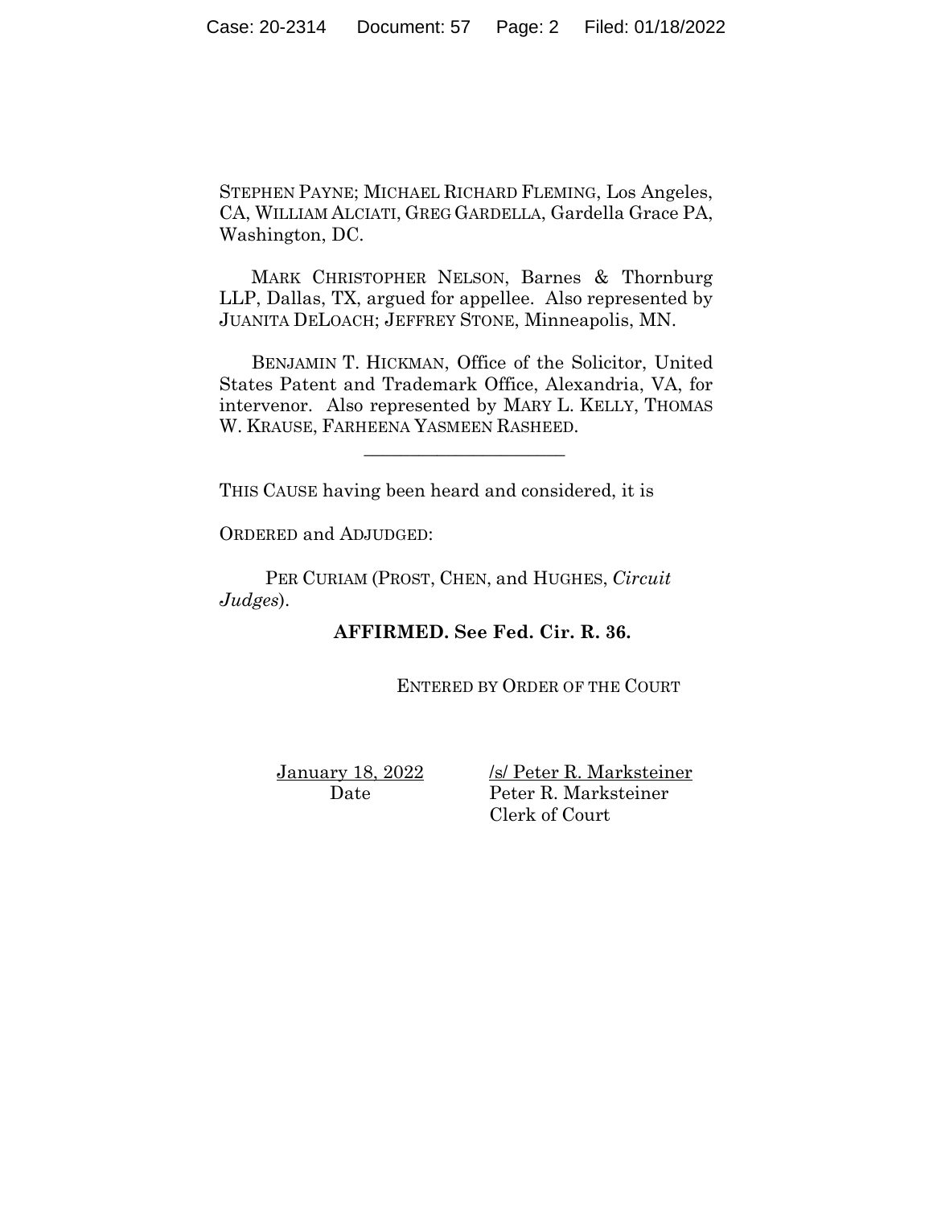STEPHEN PAYNE; MICHAEL RICHARD FLEMING, Los Angeles, CA, WILLIAM ALCIATI, GREG GARDELLA, Gardella Grace PA, Washington, DC.

MARK CHRISTOPHER NELSON, Barnes & Thornburg LLP, Dallas, TX, argued for appellee. Also represented by JUANITA DELOACH; JEFFREY STONE, Minneapolis, MN.

BENJAMIN T. HICKMAN, Office of the Solicitor, United States Patent and Trademark Office, Alexandria, VA, for intervenor. Also represented by MARY L. KELLY, THOMAS W. KRAUSE, FARHEENA YASMEEN RASHEED.

---

THIS CAUSE having been heard and considered, it is

ORDERED and ADJUDGED:

PER CURIAM (PROST, CHEN, and HUGHES, *Circuit Judges*).

**AFFIRMED. See Fed. Cir. R. 36.**

ENTERED BY ORDER OF THE COURT

January 18, 2022
Date

/s/ Peter R. Marksteiner
Peter R. Marksteiner
Clerk of Court